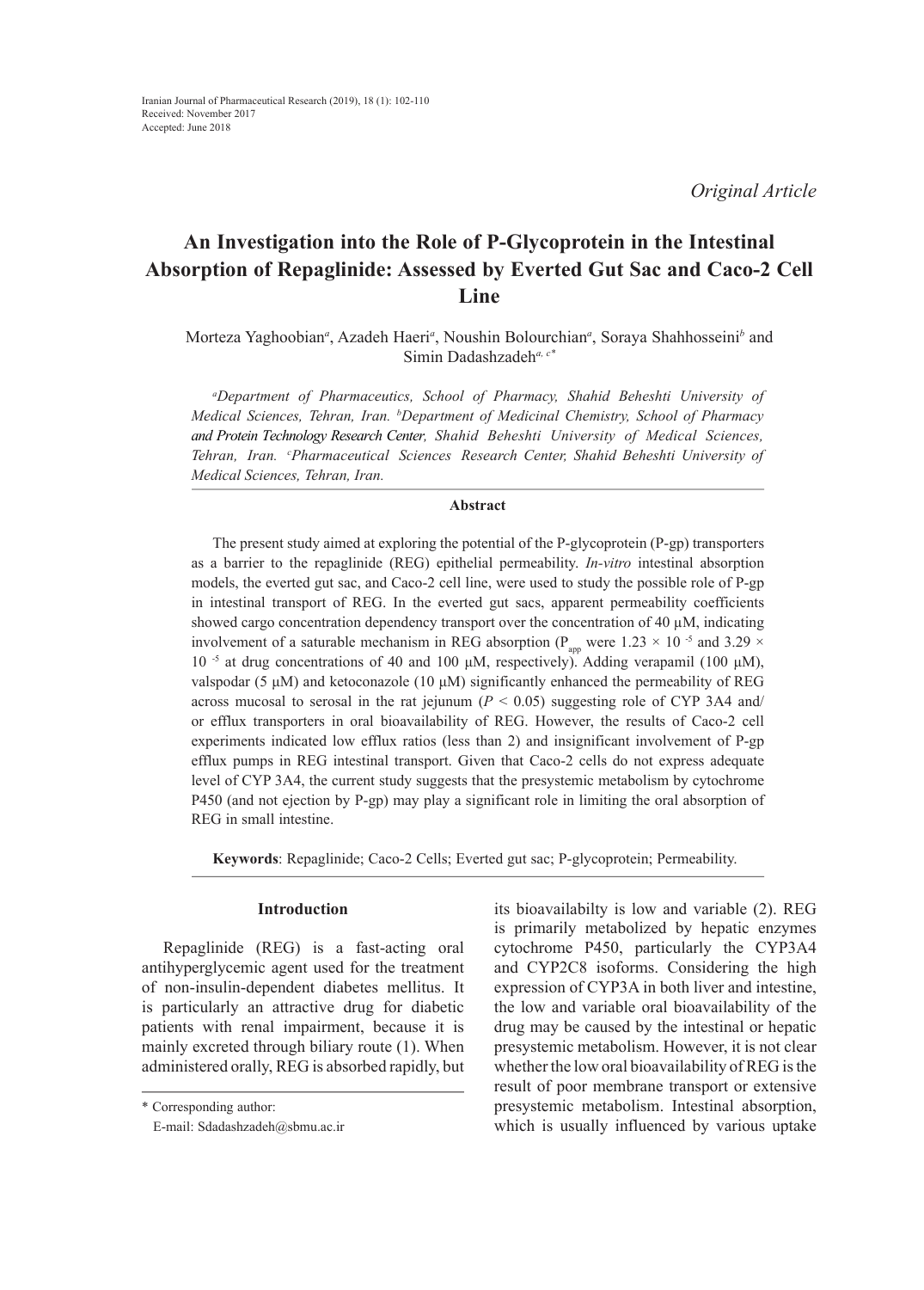Original Article

# An Investigation into the Role of P-Glycoprotein in the Intestinal Absorption of Repaglinide: Assessed by Everted Gut Sac and Caco-2 Cell Line

Morteza Yaghoobian[a], Azadeh Haeri[a], Noushin Bolourchian[a], Soraya Shahhosseini[b] and Simin Dadashzadeh[a, c*]

*[a]Department of Pharmaceutics, School of Pharmacy, Shahid Beheshti University of Medical Sciences, Tehran, Iran. [b]Department of Medicinal Chemistry, School of Pharmacy and Protein Technology Research Center, Shahid Beheshti University of Medical Sciences, Tehran, Iran. [c]Pharmaceutical Sciences Research Center, Shahid Beheshti University of Medical Sciences, Tehran, Iran.*

## Abstract

The present study aimed at exploring the potential of the P-glycoprotein (P-gp) transporters as a barrier to the repaglinide (REG) epithelial permeability. *In-vitro* intestinal absorption models, the everted gut sac, and Caco-2 cell line, were used to study the possible role of P-gp in intestinal transport of REG. In the everted gut sacs, apparent permeability coefficients showed cargo concentration dependency transport over the concentration of 40 μM, indicating involvement of a saturable mechanism in REG absorption ($P_{app}$ were $1.23 \times 10^{-5}$ and $3.29 \times 10^{-5}$ at drug concentrations of 40 and 100 μM, respectively). Adding verapamil (100 μM), valspodar (5 μM) and ketoconazole (10 μM) significantly enhanced the permeability of REG across mucosal to serosal in the rat jejunum ($P < 0.05$) suggesting role of CYP 3A4 and/or efflux transporters in oral bioavailability of REG. However, the results of Caco-2 cell experiments indicated low efflux ratios (less than 2) and insignificant involvement of P-gp efflux pumps in REG intestinal transport. Given that Caco-2 cells do not express adequate level of CYP 3A4, the current study suggests that the presystemic metabolism by cytochrome P450 (and not ejection by P-gp) may play a significant role in limiting the oral absorption of REG in small intestine.

**Keywords**: Repaglinide; Caco-2 Cells; Everted gut sac; P-glycoprotein; Permeability.

## Introduction

Repaglinide (REG) is a fast-acting oral antihyperglycemic agent used for the treatment of non-insulin-dependent diabetes mellitus. It is particularly an attractive drug for diabetic patients with renal impairment, because it is mainly excreted through biliary route (1). When administered orally, REG is absorbed rapidly, but its bioavailabilty is low and variable (2). REG is primarily metabolized by hepatic enzymes cytochrome P450, particularly the CYP3A4 and CYP2C8 isoforms. Considering the high expression of CYP3A in both liver and intestine, the low and variable oral bioavailability of the drug may be caused by the intestinal or hepatic presystemic metabolism. However, it is not clear whether the low oral bioavailability of REG is the result of poor membrane transport or extensive presystemic metabolism. Intestinal absorption, which is usually influenced by various uptake

\* Corresponding author:
E-mail: Sdadashzadeh@sbmu.ac.ir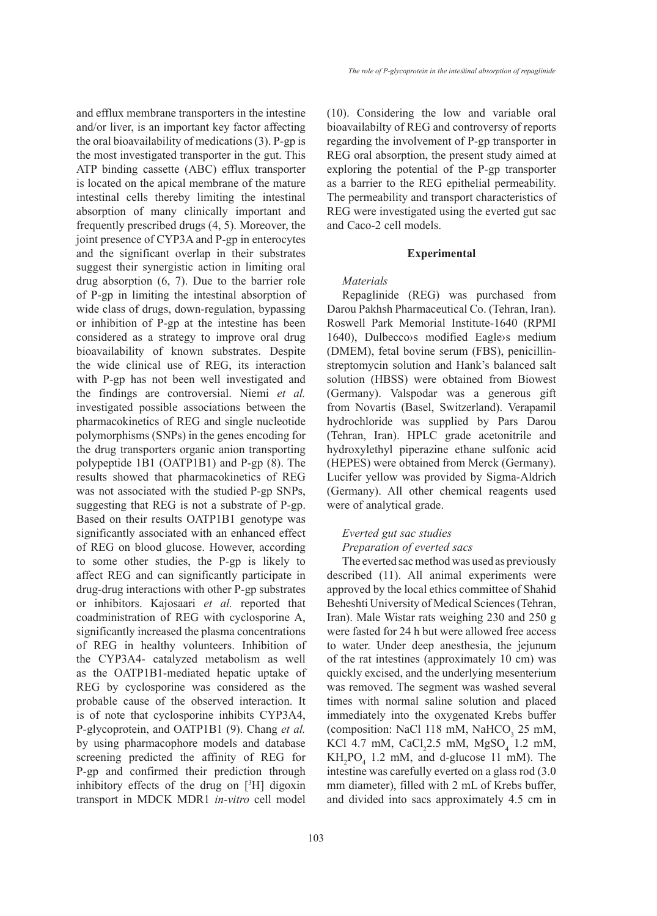and efflux membrane transporters in the intestine and/or liver, is an important key factor affecting the oral bioavailability of medications (3). P-gp is the most investigated transporter in the gut. This ATP binding cassette (ABC) efflux transporter is located on the apical membrane of the mature intestinal cells thereby limiting the intestinal absorption of many clinically important and frequently prescribed drugs (4, 5). Moreover, the joint presence of CYP3A and P-gp in enterocytes and the significant overlap in their substrates suggest their synergistic action in limiting oral drug absorption (6, 7). Due to the barrier role of P-gp in limiting the intestinal absorption of wide class of drugs, down-regulation, bypassing or inhibition of P-gp at the intestine has been considered as a strategy to improve oral drug bioavailability of known substrates. Despite the wide clinical use of REG, its interaction with P-gp has not been well investigated and the findings are controversial. Niemi *et al.* investigated possible associations between the pharmacokinetics of REG and single nucleotide polymorphisms (SNPs) in the genes encoding for the drug transporters organic anion transporting polypeptide 1B1 (OATP1B1) and P-gp (8). The results showed that pharmacokinetics of REG was not associated with the studied P-gp SNPs, suggesting that REG is not a substrate of P-gp. Based on their results OATP1B1 genotype was significantly associated with an enhanced effect of REG on blood glucose. However, according to some other studies, the P-gp is likely to affect REG and can significantly participate in drug-drug interactions with other P-gp substrates or inhibitors. Kajosaari *et al.* reported that coadministration of REG with cyclosporine A, significantly increased the plasma concentrations of REG in healthy volunteers. Inhibition of the CYP3A4- catalyzed metabolism as well as the OATP1B1-mediated hepatic uptake of REG by cyclosporine was considered as the probable cause of the observed interaction. It is of note that cyclosporine inhibits CYP3A4, P-glycoprotein, and OATP1B1 (9). Chang *et al.* by using pharmacophore models and database screening predicted the affinity of REG for P-gp and confirmed their prediction through inhibitory effects of the drug on [$^{3}$H] digoxin transport in MDCK MDR1 *in-vitro* cell model (10). Considering the low and variable oral bioavailabilty of REG and controversy of reports regarding the involvement of P-gp transporter in REG oral absorption, the present study aimed at exploring the potential of the P-gp transporter as a barrier to the REG epithelial permeability. The permeability and transport characteristics of REG were investigated using the everted gut sac and Caco-2 cell models.

## Experimental

### *Materials*

Repaglinide (REG) was purchased from Darou Pakhsh Pharmaceutical Co. (Tehran, Iran). Roswell Park Memorial Institute-1640 (RPMI 1640), Dulbecco›s modified Eagle›s medium (DMEM), fetal bovine serum (FBS), penicillin-streptomycin solution and Hank's balanced salt solution (HBSS) were obtained from Biowest (Germany). Valspodar was a generous gift from Novartis (Basel, Switzerland). Verapamil hydrochloride was supplied by Pars Darou (Tehran, Iran). HPLC grade acetonitrile and hydroxylethyl piperazine ethane sulfonic acid (HEPES) were obtained from Merck (Germany). Lucifer yellow was provided by Sigma-Aldrich (Germany). All other chemical reagents used were of analytical grade.

### *Everted gut sac studies*

#### *Preparation of everted sacs*

The everted sac method was used as previously described (11). All animal experiments were approved by the local ethics committee of Shahid Beheshti University of Medical Sciences (Tehran, Iran). Male Wistar rats weighing 230 and 250 g were fasted for 24 h but were allowed free access to water. Under deep anesthesia, the jejunum of the rat intestines (approximately 10 cm) was quickly excised, and the underlying mesenterium was removed. The segment was washed several times with normal saline solution and placed immediately into the oxygenated Krebs buffer (composition: NaCl 118 mM, $NaHCO_3$ 25 mM, KCl 4.7 mM, $CaCl_2$ 2.5 mM, $MgSO_4$ 1.2 mM, $KH_2PO_4$ 1.2 mM, and d-glucose 11 mM). The intestine was carefully everted on a glass rod (3.0 mm diameter), filled with 2 mL of Krebs buffer, and divided into sacs approximately 4.5 cm in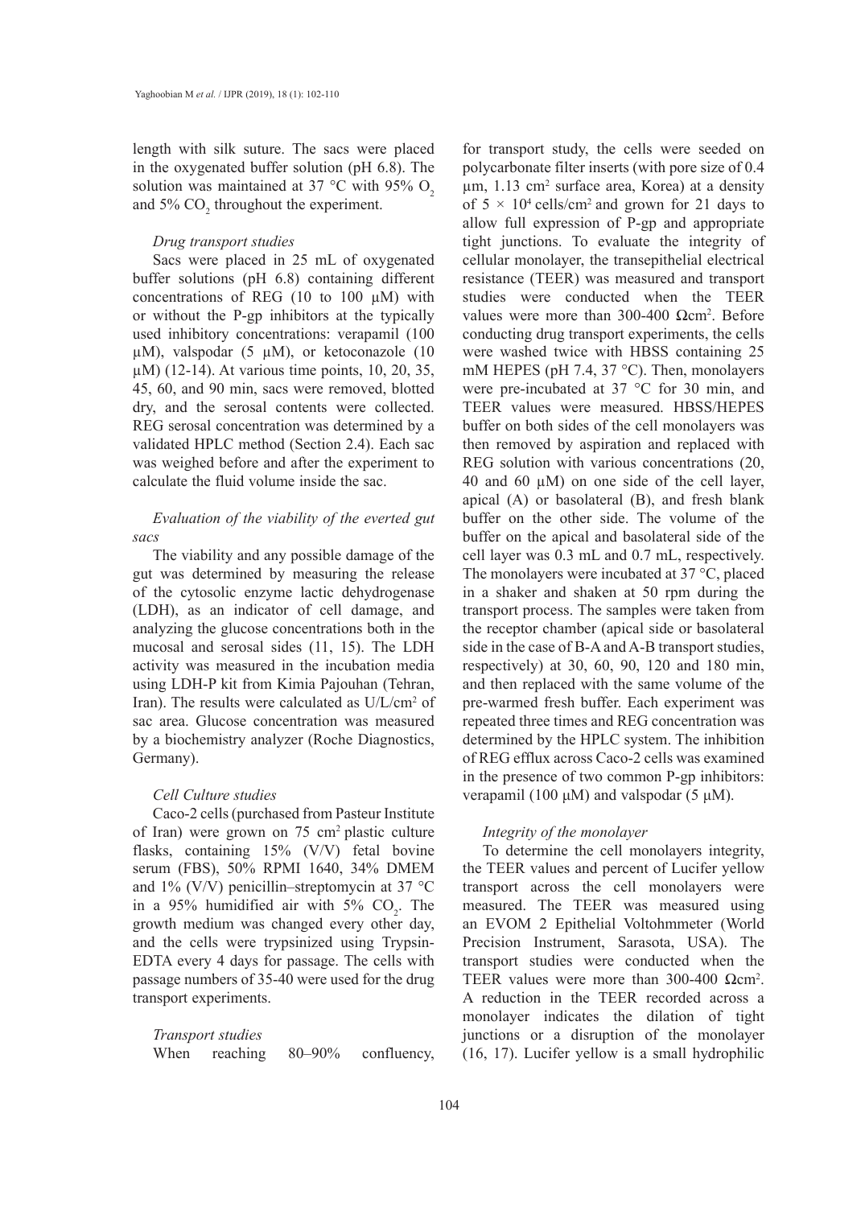length with silk suture. The sacs were placed in the oxygenated buffer solution (pH 6.8). The solution was maintained at 37 °C with 95% $O_2$ and 5% $CO_2$ throughout the experiment.

*Drug transport studies*

Sacs were placed in 25 mL of oxygenated buffer solutions (pH 6.8) containing different concentrations of REG (10 to 100 µM) with or without the P-gp inhibitors at the typically used inhibitory concentrations: verapamil (100 µM), valspodar (5 µM), or ketoconazole (10 µM) (12-14). At various time points, 10, 20, 35, 45, 60, and 90 min, sacs were removed, blotted dry, and the serosal contents were collected. REG serosal concentration was determined by a validated HPLC method (Section 2.4). Each sac was weighed before and after the experiment to calculate the fluid volume inside the sac.

*Evaluation of the viability of the everted gut sacs*

The viability and any possible damage of the gut was determined by measuring the release of the cytosolic enzyme lactic dehydrogenase (LDH), as an indicator of cell damage, and analyzing the glucose concentrations both in the mucosal and serosal sides (11, 15). The LDH activity was measured in the incubation media using LDH-P kit from Kimia Pajouhan (Tehran, Iran). The results were calculated as U/L/$cm^2$ of sac area. Glucose concentration was measured by a biochemistry analyzer (Roche Diagnostics, Germany).

*Cell Culture studies*

Caco-2 cells (purchased from Pasteur Institute of Iran) were grown on 75 $cm^2$ plastic culture flasks, containing 15% (V/V) fetal bovine serum (FBS), 50% RPMI 1640, 34% DMEM and 1% (V/V) penicillin–streptomycin at 37 °C in a 95% humidified air with 5% $CO_2$. The growth medium was changed every other day, and the cells were trypsinized using Trypsin-EDTA every 4 days for passage. The cells with passage numbers of 35-40 were used for the drug transport experiments.

*Transport studies*

When reaching 80–90% confluency, for transport study, the cells were seeded on polycarbonate filter inserts (with pore size of 0.4 µm, 1.13 $cm^2$ surface area, Korea) at a density of $5 \times 10^4$ cells/$cm^2$ and grown for 21 days to allow full expression of P-gp and appropriate tight junctions. To evaluate the integrity of cellular monolayer, the transepithelial electrical resistance (TEER) was measured and transport studies were conducted when the TEER values were more than 300-400 $\Omega cm^2$. Before conducting drug transport experiments, the cells were washed twice with HBSS containing 25 mM HEPES (pH 7.4, 37 °C). Then, monolayers were pre-incubated at 37 °C for 30 min, and TEER values were measured. HBSS/HEPES buffer on both sides of the cell monolayers was then removed by aspiration and replaced with REG solution with various concentrations (20, 40 and 60 µM) on one side of the cell layer, apical (A) or basolateral (B), and fresh blank buffer on the other side. The volume of the buffer on the apical and basolateral side of the cell layer was 0.3 mL and 0.7 mL, respectively. The monolayers were incubated at 37 °C, placed in a shaker and shaken at 50 rpm during the transport process. The samples were taken from the receptor chamber (apical side or basolateral side in the case of B-A and A-B transport studies, respectively) at 30, 60, 90, 120 and 180 min, and then replaced with the same volume of the pre-warmed fresh buffer. Each experiment was repeated three times and REG concentration was determined by the HPLC system. The inhibition of REG efflux across Caco-2 cells was examined in the presence of two common P-gp inhibitors: verapamil (100 µM) and valspodar (5 µM).

*Integrity of the monolayer*

To determine the cell monolayers integrity, the TEER values and percent of Lucifer yellow transport across the cell monolayers were measured. The TEER was measured using an EVOM 2 Epithelial Voltohmmeter (World Precision Instrument, Sarasota, USA). The transport studies were conducted when the TEER values were more than 300-400 $\Omega cm^2$. A reduction in the TEER recorded across a monolayer indicates the dilation of tight junctions or a disruption of the monolayer (16, 17). Lucifer yellow is a small hydrophilic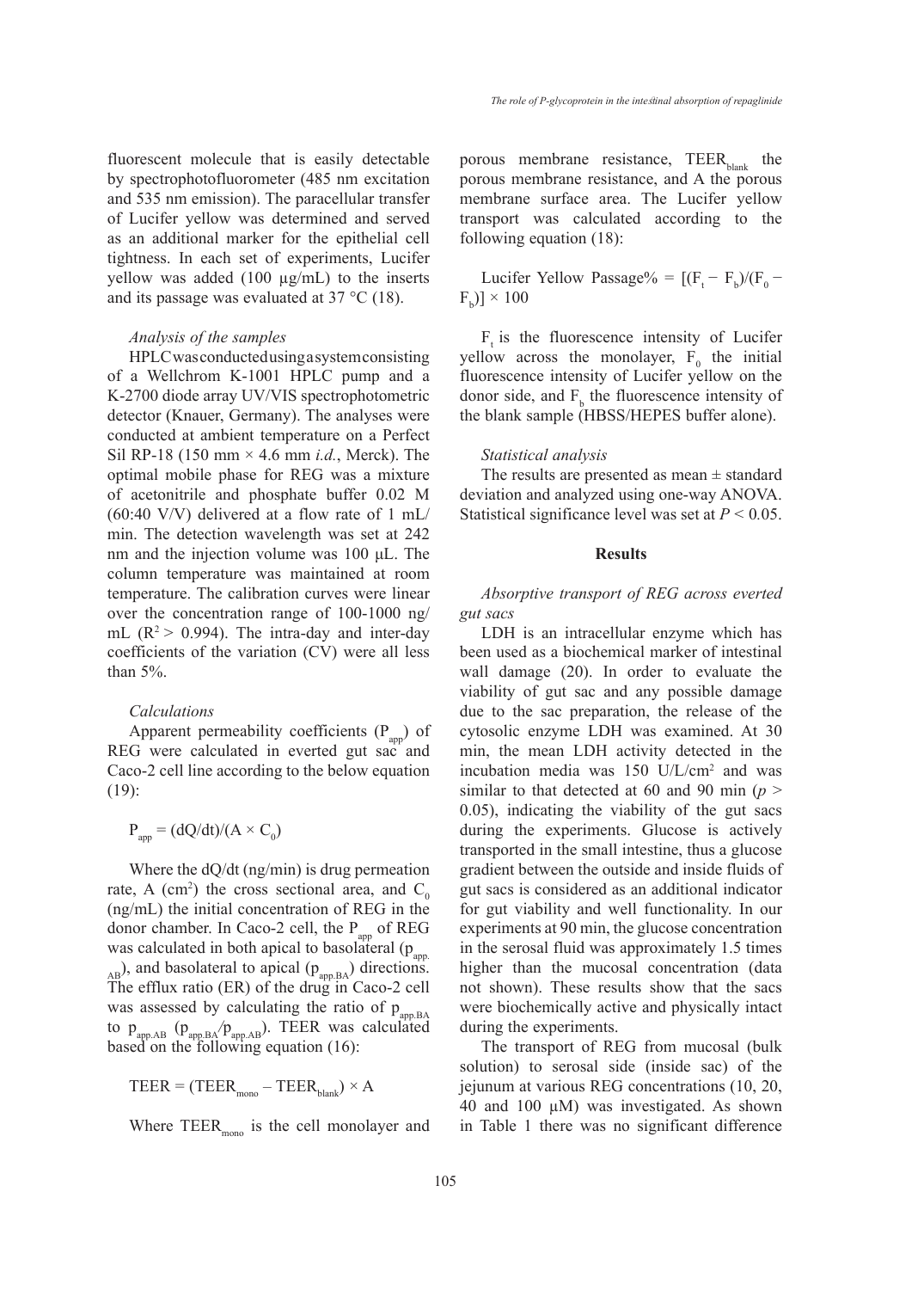fluorescent molecule that is easily detectable by spectrophotofluorometer (485 nm excitation and 535 nm emission). The paracellular transfer of Lucifer yellow was determined and served as an additional marker for the epithelial cell tightness. In each set of experiments, Lucifer yellow was added (100 µg/mL) to the inserts and its passage was evaluated at 37 °C (18).

*Analysis of the samples*

HPLC was conducted using a system consisting of a Wellchrom K-1001 HPLC pump and a K-2700 diode array UV/VIS spectrophotometric detector (Knauer, Germany). The analyses were conducted at ambient temperature on a Perfect Sil RP-18 (150 mm × 4.6 mm *i.d.*, Merck). The optimal mobile phase for REG was a mixture of acetonitrile and phosphate buffer 0.02 M (60:40 V/V) delivered at a flow rate of 1 mL/min. The detection wavelength was set at 242 nm and the injection volume was 100 µL. The column temperature was maintained at room temperature. The calibration curves were linear over the concentration range of 100-1000 ng/mL ($R^2 > 0.994$). The intra-day and inter-day coefficients of the variation (CV) were all less than 5%.

*Calculations*

Apparent permeability coefficients ($P_{app}$) of REG were calculated in everted gut sac and Caco-2 cell line according to the below equation (19):

$$P_{app} = (dQ/dt)/(A \times C_0)$$

Where the dQ/dt (ng/min) is drug permeation rate, A ($cm^2$) the cross sectional area, and $C_0$ (ng/mL) the initial concentration of REG in the donor chamber. In Caco-2 cell, the $P_{app}$ of REG was calculated in both apical to basolateral ($p_{app.AB}$), and basolateral to apical ($p_{app.BA}$) directions. The efflux ratio (ER) of the drug in Caco-2 cell was assessed by calculating the ratio of $p_{app.BA}$ to $p_{app.AB}$ ($p_{app.BA}/p_{app.AB}$). TEER was calculated based on the following equation (16):

$$TEER = (TEER_{mono} - TEER_{blank}) \times A$$

Where $TEER_{mono}$ is the cell monolayer and porous membrane resistance, $TEER_{blank}$ the porous membrane resistance, and A the porous membrane surface area. The Lucifer yellow transport was calculated according to the following equation (18):

$$\text{Lucifer Yellow Passage\%} = [(F_t - F_b)/(F_0 - F_b)] \times 100$$

$F_t$ is the fluorescence intensity of Lucifer yellow across the monolayer, $F_0$ the initial fluorescence intensity of Lucifer yellow on the donor side, and $F_b$ the fluorescence intensity of the blank sample (HBSS/HEPES buffer alone).

*Statistical analysis*

The results are presented as mean ± standard deviation and analyzed using one-way ANOVA. Statistical significance level was set at $P < 0.05$.

## Results

*Absorptive transport of REG across everted gut sacs*

LDH is an intracellular enzyme which has been used as a biochemical marker of intestinal wall damage (20). In order to evaluate the viability of gut sac and any possible damage due to the sac preparation, the release of the cytosolic enzyme LDH was examined. At 30 min, the mean LDH activity detected in the incubation media was 150 U/L/$cm^2$ and was similar to that detected at 60 and 90 min ($p > 0.05$), indicating the viability of the gut sacs during the experiments. Glucose is actively transported in the small intestine, thus a glucose gradient between the outside and inside fluids of gut sacs is considered as an additional indicator for gut viability and well functionality. In our experiments at 90 min, the glucose concentration in the serosal fluid was approximately 1.5 times higher than the mucosal concentration (data not shown). These results show that the sacs were biochemically active and physically intact during the experiments.

The transport of REG from mucosal (bulk solution) to serosal side (inside sac) of the jejunum at various REG concentrations (10, 20, 40 and 100 µM) was investigated. As shown in Table 1 there was no significant difference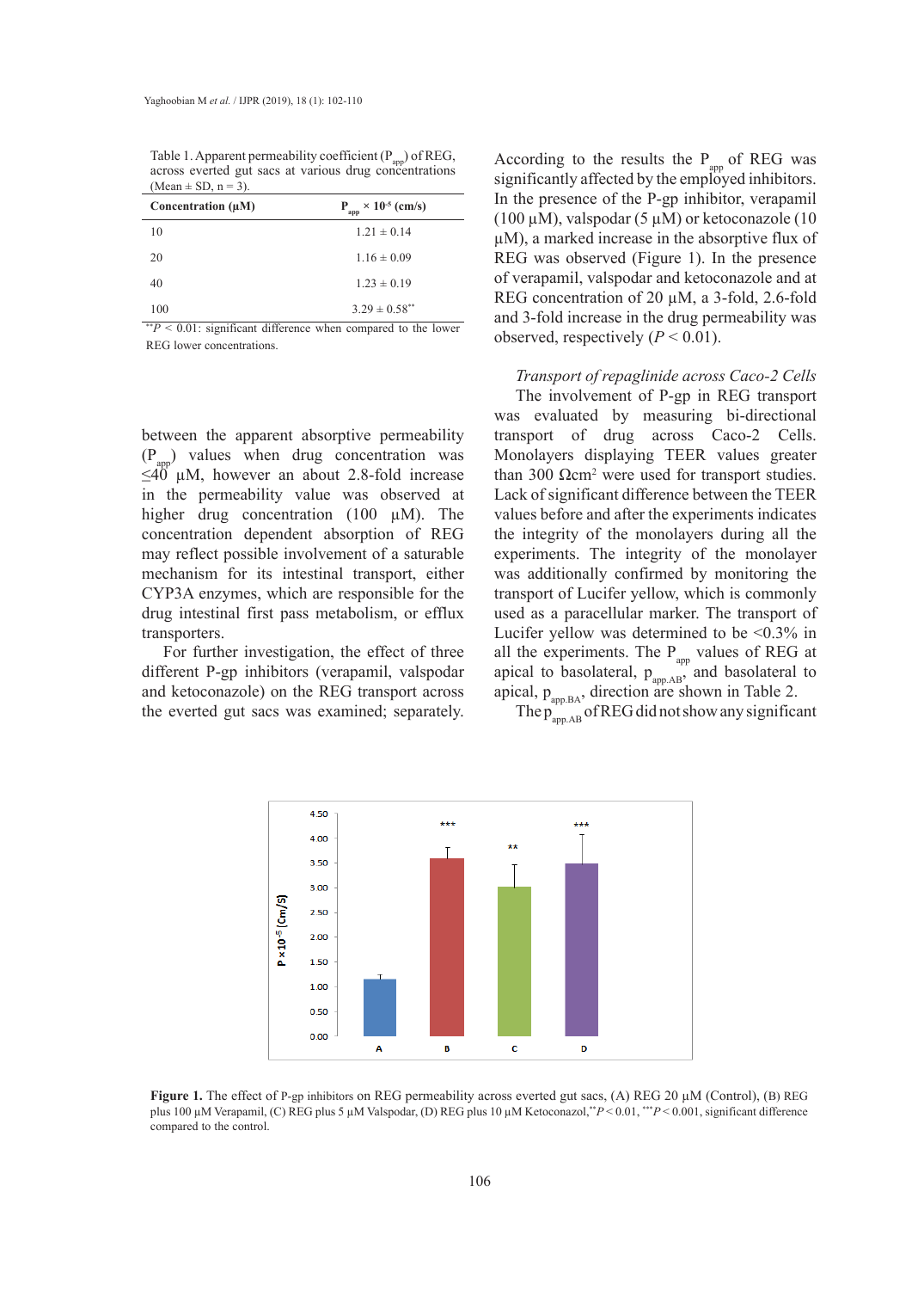Table 1. Apparent permeability coefficient ($P_{app}$) of REG, across everted gut sacs at various drug concentrations (Mean ± SD, n = 3).

| Concentration (µM) | $P_{app} \times 10^{-5}$ (cm/s) |
|---|---|
| 10 | 1.21 ± 0.14 |
| 20 | 1.16 ± 0.09 |
| 40 | 1.23 ± 0.19 |
| 100 | 3.29 ± 0.58** |

**$P < 0.01$: significant difference when compared to the lower REG lower concentrations.

between the apparent absorptive permeability ($P_{app}$) values when drug concentration was ≤40 µM, however an about 2.8-fold increase in the permeability value was observed at higher drug concentration (100 µM). The concentration dependent absorption of REG may reflect possible involvement of a saturable mechanism for its intestinal transport, either CYP3A enzymes, which are responsible for the drug intestinal first pass metabolism, or efflux transporters.

For further investigation, the effect of three different P-gp inhibitors (verapamil, valspodar and ketoconazole) on the REG transport across the everted gut sacs was examined; separately. According to the results the $P_{app}$ of REG was significantly affected by the employed inhibitors. In the presence of the P-gp inhibitor, verapamil (100 µM), valspodar (5 µM) or ketoconazole (10 µM), a marked increase in the absorptive flux of REG was observed (Figure 1). In the presence of verapamil, valspodar and ketoconazole and at REG concentration of 20 µM, a 3-fold, 2.6-fold and 3-fold increase in the drug permeability was observed, respectively ($P < 0.01$).

*Transport of repaglinide across Caco-2 Cells*

The involvement of P-gp in REG transport was evaluated by measuring bi-directional transport of drug across Caco-2 Cells. Monolayers displaying TEER values greater than 300 Ωcm² were used for transport studies. Lack of significant difference between the TEER values before and after the experiments indicates the integrity of the monolayers during all the experiments. The integrity of the monolayer was additionally confirmed by monitoring the transport of Lucifer yellow, which is commonly used as a paracellular marker. The transport of Lucifer yellow was determined to be <0.3% in all the experiments. The $P_{app}$ values of REG at apical to basolateral, $p_{app.AB}$, and basolateral to apical, $p_{app.BA}$, direction are shown in Table 2.

The $p_{app.AB}$ of REG did not show any significant

**Figure 1.** The effect of P-gp inhibitors on REG permeability across everted gut sacs, (A) REG 20 µM (Control), (B) REG plus 100 µM Verapamil, (C) REG plus 5 µM Valspodar, (D) REG plus 10 µM Ketoconazol,**$P < 0.01$, ***$P < 0.001$, significant difference compared to the control.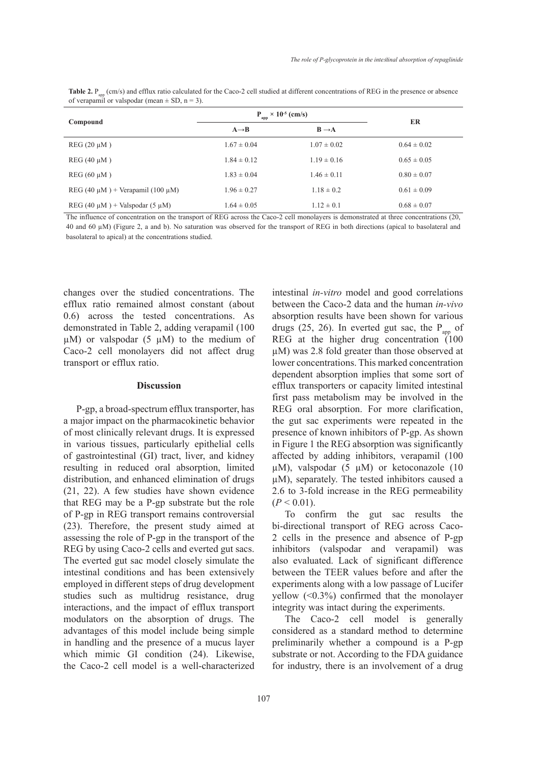**Table 2.** $P_{app}$ (cm/s) and efflux ratio calculated for the Caco-2 cell studied at different concentrations of REG in the presence or absence of verapamil or valspodar (mean ± SD, n = 3).

| Compound | $P_{app} \times 10^{-5}$ (cm/s) | | ER |
|---|---|---|---|
| | A→B | B→A | |
| REG (20 μM ) | 1.67 ± 0.04 | 1.07 ± 0.02 | 0.64 ± 0.02 |
| REG (40 μM ) | 1.84 ± 0.12 | 1.19 ± 0.16 | 0.65 ± 0.05 |
| REG (60 μM ) | 1.83 ± 0.04 | 1.46 ± 0.11 | 0.80 ± 0.07 |
| REG (40 μM ) + Verapamil (100 μM) | 1.96 ± 0.27 | 1.18 ± 0.2 | 0.61 ± 0.09 |
| REG (40 μM ) + Valspodar (5 μM) | 1.64 ± 0.05 | 1.12 ± 0.1 | 0.68 ± 0.07 |

The influence of concentration on the transport of REG across the Caco-2 cell monolayers is demonstrated at three concentrations (20, 40 and 60 μM) (Figure 2, a and b). No saturation was observed for the transport of REG in both directions (apical to basolateral and basolateral to apical) at the concentrations studied.

changes over the studied concentrations. The efflux ratio remained almost constant (about 0.6) across the tested concentrations. As demonstrated in Table 2, adding verapamil (100 μM) or valspodar (5 μM) to the medium of Caco-2 cell monolayers did not affect drug transport or efflux ratio.

## Discussion

P-gp, a broad-spectrum efflux transporter, has a major impact on the pharmacokinetic behavior of most clinically relevant drugs. It is expressed in various tissues, particularly epithelial cells of gastrointestinal (GI) tract, liver, and kidney resulting in reduced oral absorption, limited distribution, and enhanced elimination of drugs (21, 22). A few studies have shown evidence that REG may be a P-gp substrate but the role of P-gp in REG transport remains controversial (23). Therefore, the present study aimed at assessing the role of P-gp in the transport of the REG by using Caco-2 cells and everted gut sacs. The everted gut sac model closely simulate the intestinal conditions and has been extensively employed in different steps of drug development studies such as multidrug resistance, drug interactions, and the impact of efflux transport modulators on the absorption of drugs. The advantages of this model include being simple in handling and the presence of a mucus layer which mimic GI condition (24). Likewise, the Caco-2 cell model is a well-characterized intestinal *in-vitro* model and good correlations between the Caco-2 data and the human *in-vivo* absorption results have been shown for various drugs (25, 26). In everted gut sac, the $P_{app}$ of REG at the higher drug concentration (100 μM) was 2.8 fold greater than those observed at lower concentrations. This marked concentration dependent absorption implies that some sort of efflux transporters or capacity limited intestinal first pass metabolism may be involved in the REG oral absorption. For more clarification, the gut sac experiments were repeated in the presence of known inhibitors of P-gp. As shown in Figure 1 the REG absorption was significantly affected by adding inhibitors, verapamil (100 μM), valspodar (5 μM) or ketoconazole (10 μM), separately. The tested inhibitors caused a 2.6 to 3-fold increase in the REG permeability ($P < 0.01$).

To confirm the gut sac results the bi-directional transport of REG across Caco-2 cells in the presence and absence of P-gp inhibitors (valspodar and verapamil) was also evaluated. Lack of significant difference between the TEER values before and after the experiments along with a low passage of Lucifer yellow (<0.3%) confirmed that the monolayer integrity was intact during the experiments.

The Caco-2 cell model is generally considered as a standard method to determine preliminarily whether a compound is a P-gp substrate or not. According to the FDA guidance for industry, there is an involvement of a drug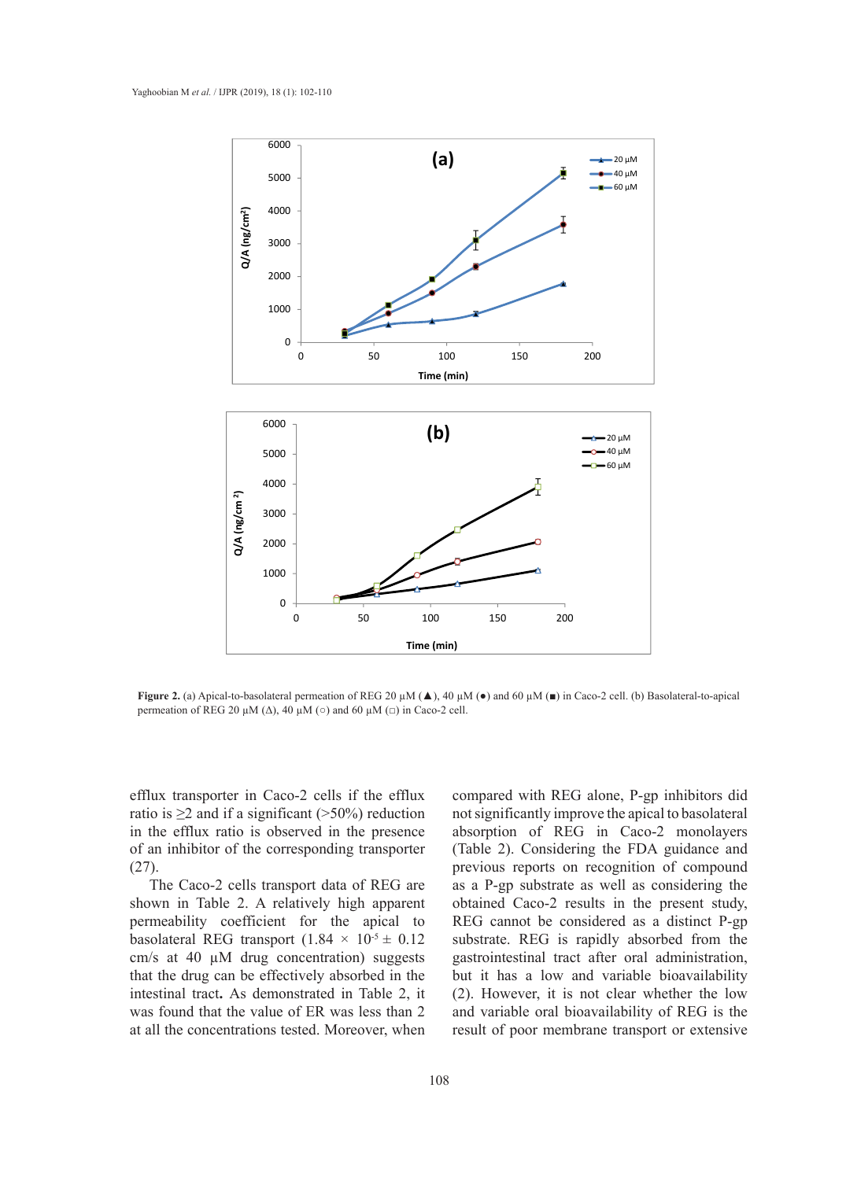**Figure 2.** (a) Apical-to-basolateral permeation of REG 20 µM (▲), 40 µM (●) and 60 µM (■) in Caco-2 cell. (b) Basolateral-to-apical permeation of REG 20 µM (Δ), 40 µM (○) and 60 µM (□) in Caco-2 cell.

efflux transporter in Caco-2 cells if the efflux ratio is ≥2 and if a significant (>50%) reduction in the efflux ratio is observed in the presence of an inhibitor of the corresponding transporter (27).

The Caco-2 cells transport data of REG are shown in Table 2. A relatively high apparent permeability coefficient for the apical to basolateral REG transport ($1.84 \times 10^{-5} \pm 0.12$ cm/s at 40 µM drug concentration) suggests that the drug can be effectively absorbed in the intestinal tract**.** As demonstrated in Table 2, it was found that the value of ER was less than 2 at all the concentrations tested. Moreover, when compared with REG alone, P-gp inhibitors did not significantly improve the apical to basolateral absorption of REG in Caco-2 monolayers (Table 2). Considering the FDA guidance and previous reports on recognition of compound as a P-gp substrate as well as considering the obtained Caco-2 results in the present study, REG cannot be considered as a distinct P-gp substrate. REG is rapidly absorbed from the gastrointestinal tract after oral administration, but it has a low and variable bioavailability (2). However, it is not clear whether the low and variable oral bioavailability of REG is the result of poor membrane transport or extensive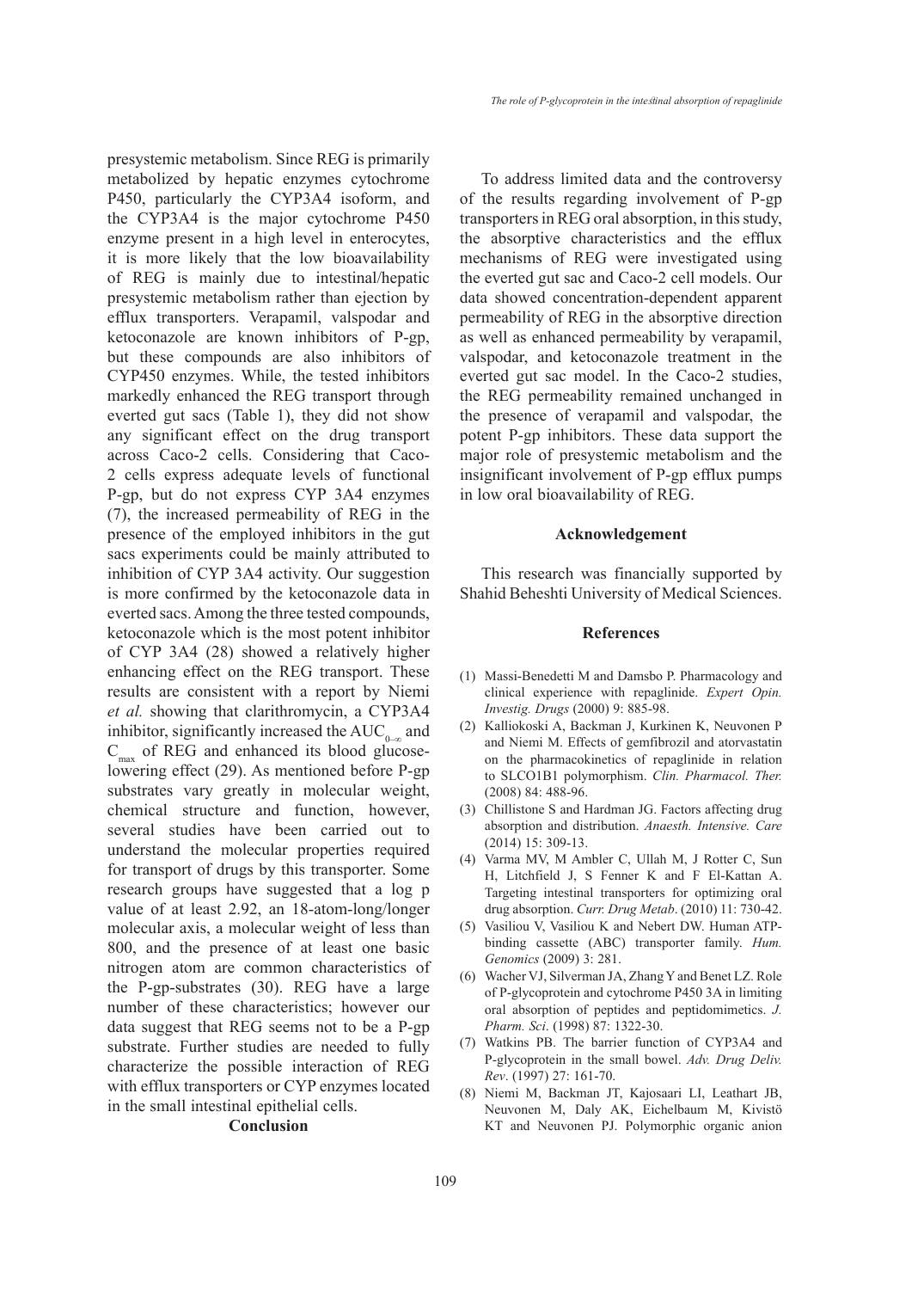presystemic metabolism. Since REG is primarily metabolized by hepatic enzymes cytochrome P450, particularly the CYP3A4 isoform, and the CYP3A4 is the major cytochrome P450 enzyme present in a high level in enterocytes, it is more likely that the low bioavailability of REG is mainly due to intestinal/hepatic presystemic metabolism rather than ejection by efflux transporters. Verapamil, valspodar and ketoconazole are known inhibitors of P-gp, but these compounds are also inhibitors of CYP450 enzymes. While, the tested inhibitors markedly enhanced the REG transport through everted gut sacs (Table 1), they did not show any significant effect on the drug transport across Caco-2 cells. Considering that Caco-2 cells express adequate levels of functional P-gp, but do not express CYP 3A4 enzymes (7), the increased permeability of REG in the presence of the employed inhibitors in the gut sacs experiments could be mainly attributed to inhibition of CYP 3A4 activity. Our suggestion is more confirmed by the ketoconazole data in everted sacs. Among the three tested compounds, ketoconazole which is the most potent inhibitor of CYP 3A4 (28) showed a relatively higher enhancing effect on the REG transport. These results are consistent with a report by Niemi *et al.* showing that clarithromycin, a CYP3A4 inhibitor, significantly increased the $AUC_{0-\infty}$ and $C_{max}$ of REG and enhanced its blood glucose-lowering effect (29). As mentioned before P-gp substrates vary greatly in molecular weight, chemical structure and function, however, several studies have been carried out to understand the molecular properties required for transport of drugs by this transporter. Some research groups have suggested that a log p value of at least 2.92, an 18-atom-long/longer molecular axis, a molecular weight of less than 800, and the presence of at least one basic nitrogen atom are common characteristics of the P-gp-substrates (30). REG have a large number of these characteristics; however our data suggest that REG seems not to be a P-gp substrate. Further studies are needed to fully characterize the possible interaction of REG with efflux transporters or CYP enzymes located in the small intestinal epithelial cells.

## Conclusion

To address limited data and the controversy of the results regarding involvement of P-gp transporters in REG oral absorption, in this study, the absorptive characteristics and the efflux mechanisms of REG were investigated using the everted gut sac and Caco-2 cell models. Our data showed concentration-dependent apparent permeability of REG in the absorptive direction as well as enhanced permeability by verapamil, valspodar, and ketoconazole treatment in the everted gut sac model. In the Caco-2 studies, the REG permeability remained unchanged in the presence of verapamil and valspodar, the potent P-gp inhibitors. These data support the major role of presystemic metabolism and the insignificant involvement of P-gp efflux pumps in low oral bioavailability of REG.

## Acknowledgement

This research was financially supported by Shahid Beheshti University of Medical Sciences.

## References

(1) Massi-Benedetti M and Damsbo P. Pharmacology and clinical experience with repaglinide. *Expert Opin. Investig. Drugs* (2000) 9: 885-98.

(2) Kalliokoski A, Backman J, Kurkinen K, Neuvonen P and Niemi M. Effects of gemfibrozil and atorvastatin on the pharmacokinetics of repaglinide in relation to SLCO1B1 polymorphism. *Clin. Pharmacol. Ther.* (2008) 84: 488-96.

(3) Chillistone S and Hardman JG. Factors affecting drug absorption and distribution. *Anaesth. Intensive. Care* (2014) 15: 309-13.

(4) Varma MV, M Ambler C, Ullah M, J Rotter C, Sun H, Litchfield J, S Fenner K and F El-Kattan A. Targeting intestinal transporters for optimizing oral drug absorption. *Curr. Drug Metab*. (2010) 11: 730-42.

(5) Vasiliou V, Vasiliou K and Nebert DW. Human ATP-binding cassette (ABC) transporter family. *Hum. Genomics* (2009) 3: 281.

(6) Wacher VJ, Silverman JA, Zhang Y and Benet LZ. Role of P-glycoprotein and cytochrome P450 3A in limiting oral absorption of peptides and peptidomimetics. *J. Pharm. Sci*. (1998) 87: 1322-30.

(7) Watkins PB. The barrier function of CYP3A4 and P-glycoprotein in the small bowel. *Adv. Drug Deliv. Rev*. (1997) 27: 161-70.

(8) Niemi M, Backman JT, Kajosaari LI, Leathart JB, Neuvonen M, Daly AK, Eichelbaum M, Kivistö KT and Neuvonen PJ. Polymorphic organic anion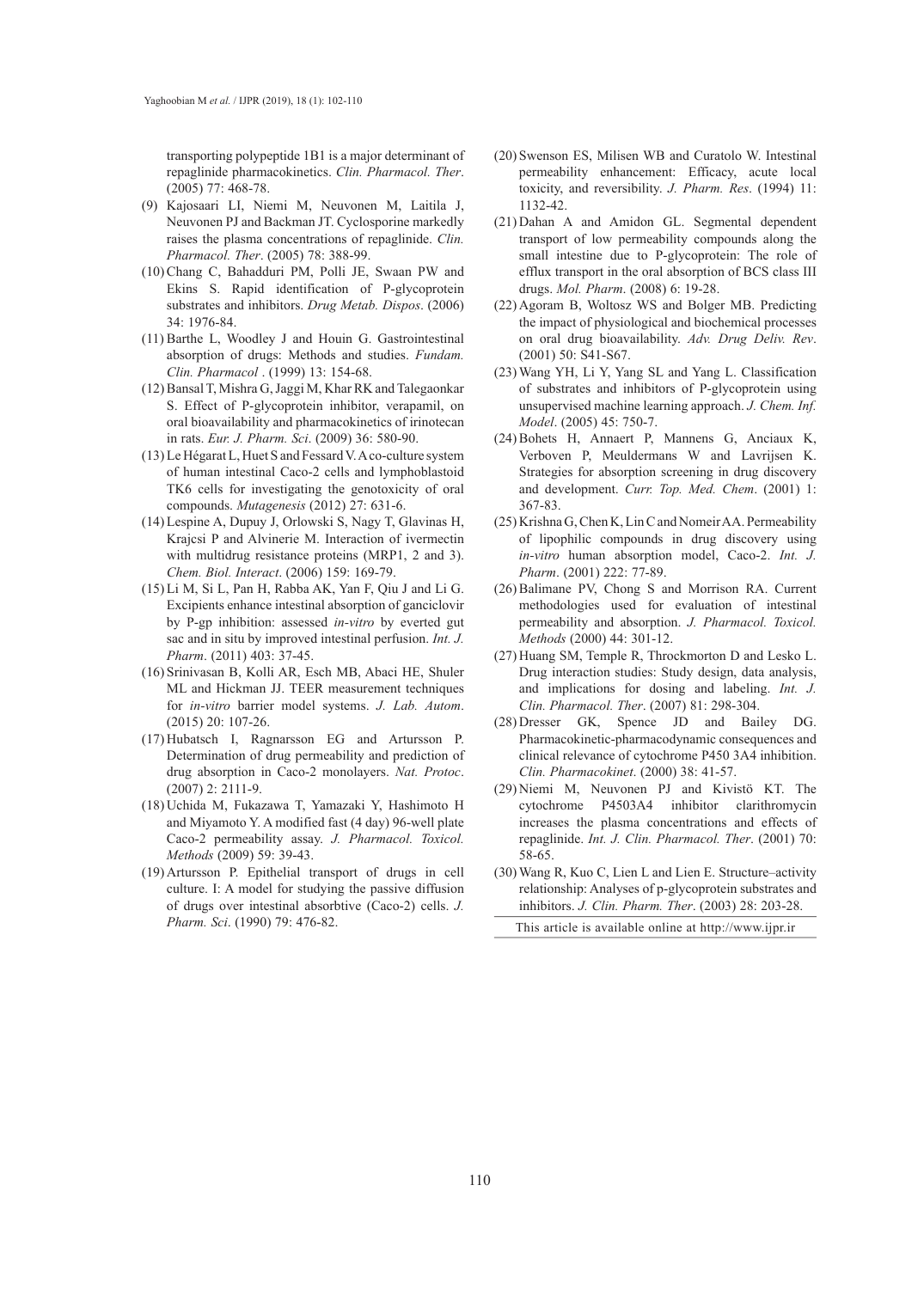transporting polypeptide 1B1 is a major determinant of repaglinide pharmacokinetics. *Clin. Pharmacol. Ther*. (2005) 77: 468-78.

(9) Kajosaari LI, Niemi M, Neuvonen M, Laitila J, Neuvonen PJ and Backman JT. Cyclosporine markedly raises the plasma concentrations of repaglinide. *Clin. Pharmacol. Ther*. (2005) 78: 388-99.

(10) Chang C, Bahadduri PM, Polli JE, Swaan PW and Ekins S. Rapid identification of P-glycoprotein substrates and inhibitors. *Drug Metab. Dispos*. (2006) 34: 1976-84.

(11) Barthe L, Woodley J and Houin G. Gastrointestinal absorption of drugs: Methods and studies. *Fundam. Clin. Pharmacol* . (1999) 13: 154-68.

(12) Bansal T, Mishra G, Jaggi M, Khar RK and Talegaonkar S. Effect of P-glycoprotein inhibitor, verapamil, on oral bioavailability and pharmacokinetics of irinotecan in rats. *Eur. J. Pharm. Sci*. (2009) 36: 580-90.

(13) Le Hégarat L, Huet S and Fessard V. A co-culture system of human intestinal Caco-2 cells and lymphoblastoid TK6 cells for investigating the genotoxicity of oral compounds. *Mutagenesis* (2012) 27: 631-6.

(14) Lespine A, Dupuy J, Orlowski S, Nagy T, Glavinas H, Krajcsi P and Alvinerie M. Interaction of ivermectin with multidrug resistance proteins (MRP1, 2 and 3). *Chem. Biol. Interact*. (2006) 159: 169-79.

(15) Li M, Si L, Pan H, Rabba AK, Yan F, Qiu J and Li G. Excipients enhance intestinal absorption of ganciclovir by P-gp inhibition: assessed *in-vitro* by everted gut sac and in situ by improved intestinal perfusion. *Int. J. Pharm*. (2011) 403: 37-45.

(16) Srinivasan B, Kolli AR, Esch MB, Abaci HE, Shuler ML and Hickman JJ. TEER measurement techniques for *in-vitro* barrier model systems. *J. Lab. Autom*. (2015) 20: 107-26.

(17) Hubatsch I, Ragnarsson EG and Artursson P. Determination of drug permeability and prediction of drug absorption in Caco-2 monolayers. *Nat. Protoc*. (2007) 2: 2111-9.

(18) Uchida M, Fukazawa T, Yamazaki Y, Hashimoto H and Miyamoto Y. A modified fast (4 day) 96-well plate Caco-2 permeability assay. *J. Pharmacol. Toxicol. Methods* (2009) 59: 39-43.

(19) Artursson P. Epithelial transport of drugs in cell culture. I: A model for studying the passive diffusion of drugs over intestinal absorbtive (Caco-2) cells. *J. Pharm. Sci*. (1990) 79: 476-82.

(20) Swenson ES, Milisen WB and Curatolo W. Intestinal permeability enhancement: Efficacy, acute local toxicity, and reversibility. *J. Pharm. Res*. (1994) 11: 1132-42.

(21) Dahan A and Amidon GL. Segmental dependent transport of low permeability compounds along the small intestine due to P-glycoprotein: The role of efflux transport in the oral absorption of BCS class III drugs. *Mol. Pharm*. (2008) 6: 19-28.

(22) Agoram B, Woltosz WS and Bolger MB. Predicting the impact of physiological and biochemical processes on oral drug bioavailability. *Adv. Drug Deliv. Rev*. (2001) 50: S41-S67.

(23) Wang YH, Li Y, Yang SL and Yang L. Classification of substrates and inhibitors of P-glycoprotein using unsupervised machine learning approach. *J. Chem. Inf. Model*. (2005) 45: 750-7.

(24) Bohets H, Annaert P, Mannens G, Anciaux K, Verboven P, Meuldermans W and Lavrijsen K. Strategies for absorption screening in drug discovery and development. *Curr. Top. Med. Chem*. (2001) 1: 367-83.

(25) Krishna G, Chen K, Lin C and Nomeir AA. Permeability of lipophilic compounds in drug discovery using *in-vitro* human absorption model, Caco-2. *Int. J. Pharm*. (2001) 222: 77-89.

(26) Balimane PV, Chong S and Morrison RA. Current methodologies used for evaluation of intestinal permeability and absorption. *J. Pharmacol. Toxicol. Methods* (2000) 44: 301-12.

(27) Huang SM, Temple R, Throckmorton D and Lesko L. Drug interaction studies: Study design, data analysis, and implications for dosing and labeling. *Int. J. Clin. Pharmacol. Ther*. (2007) 81: 298-304.

(28) Dresser GK, Spence JD and Bailey DG. Pharmacokinetic-pharmacodynamic consequences and clinical relevance of cytochrome P450 3A4 inhibition. *Clin. Pharmacokinet*. (2000) 38: 41-57.

(29) Niemi M, Neuvonen PJ and Kivistö KT. The cytochrome P4503A4 inhibitor clarithromycin increases the plasma concentrations and effects of repaglinide. *Int. J. Clin. Pharmacol. Ther*. (2001) 70: 58-65.

(30) Wang R, Kuo C, Lien L and Lien E. Structure–activity relationship: Analyses of p-glycoprotein substrates and inhibitors. *J. Clin. Pharm. Ther*. (2003) 28: 203-28.

This article is available online at http://www.ijpr.ir